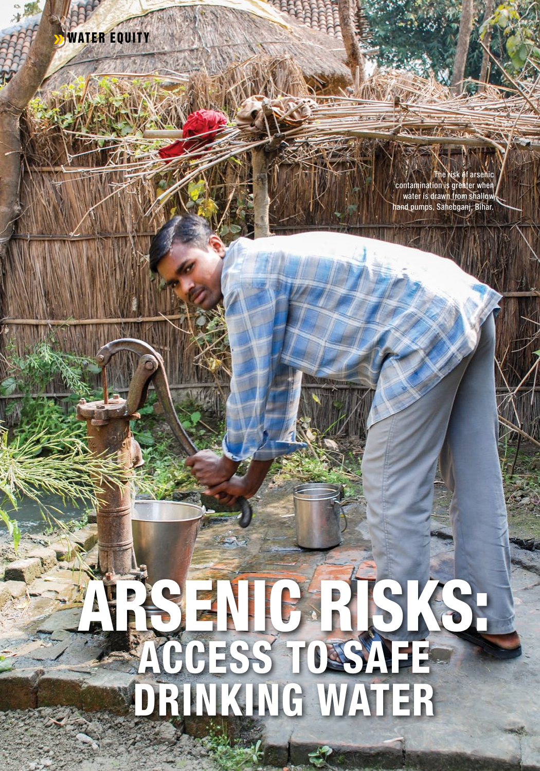WATER EQUITY

# ARSENIC RISKS: ACCESS TO SAFE DRINKING WATER

The risk of arsenic contamination is greater when water is drawn from shallow hand pumps, Sahebganj, Bihar.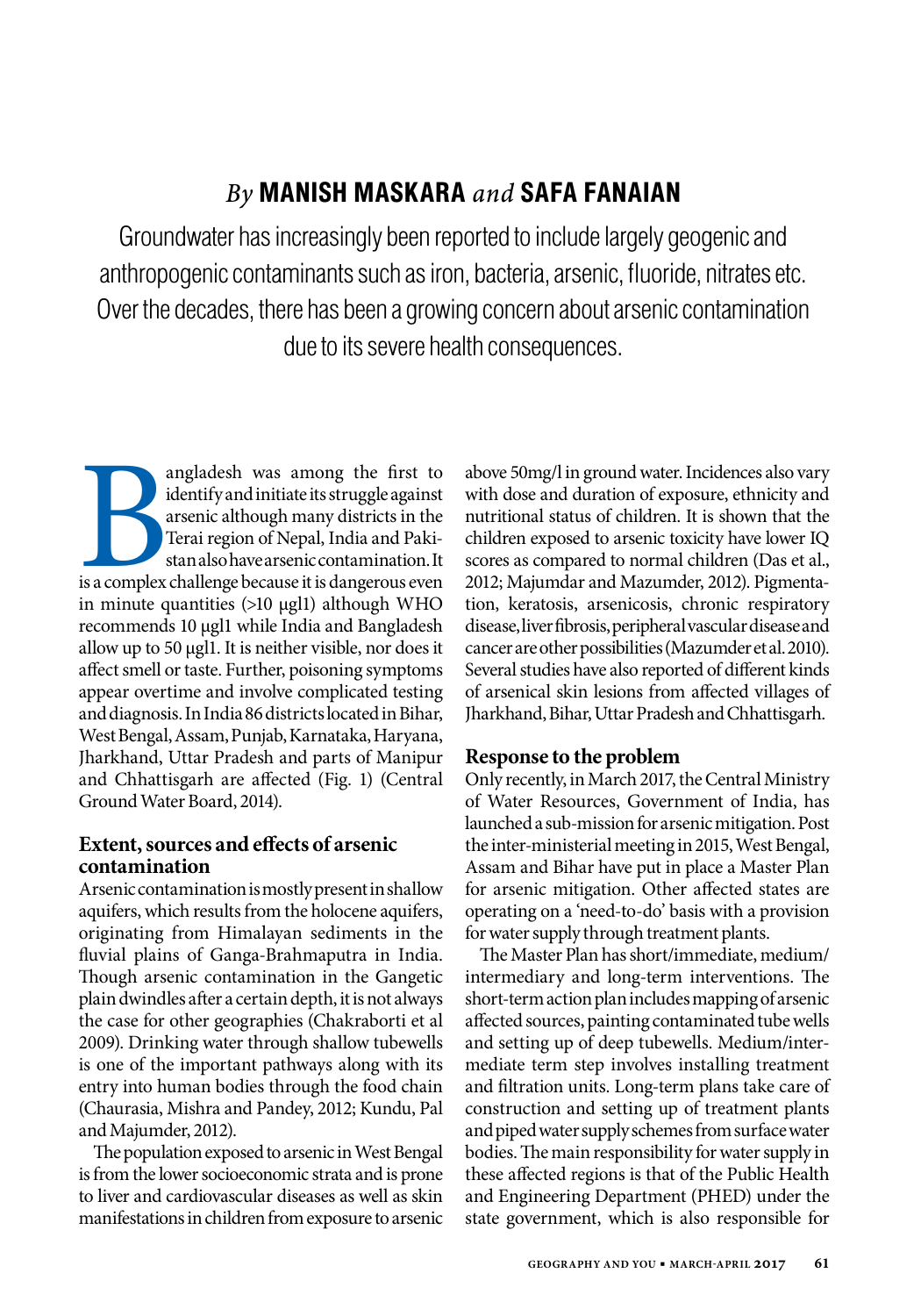*By* **MANISH MASKARA** *and* **SAFA FANAIAN**

Groundwater has increasingly been reported to include largely geogenic and anthropogenic contaminants such as iron, bacteria, arsenic, fluoride, nitrates etc. Over the decades, there has been a growing concern about arsenic contamination due to its severe health consequences.

Bangladesh was among the first to identify and initiate its struggle against arsenic although many districts in the Terai region of Nepal, India and Pakistan also have arsenic contamination. It is a complex challenge because it is dangerous even in minute quantities (>10 µgl1) although WHO recommends 10 µgl1 while India and Bangladesh allow up to 50 µgl1. It is neither visible, nor does it affect smell or taste. Further, poisoning symptoms appear overtime and involve complicated testing and diagnosis. In India 86 districts located in Bihar, West Bengal, Assam, Punjab, Karnataka, Haryana, Jharkhand, Uttar Pradesh and parts of Manipur and Chhattisgarh are affected (Fig. 1) (Central Ground Water Board, 2014).

## Extent, sources and effects of arsenic contamination

Arsenic contamination is mostly present in shallow aquifers, which results from the holocene aquifers, originating from Himalayan sediments in the fluvial plains of Ganga-Brahmaputra in India. Though arsenic contamination in the Gangetic plain dwindles after a certain depth, it is not always the case for other geographies (Chakraborti et al 2009). Drinking water through shallow tubewells is one of the important pathways along with its entry into human bodies through the food chain (Chaurasia, Mishra and Pandey, 2012; Kundu, Pal and Majumder, 2012).

The population exposed to arsenic in West Bengal is from the lower socioeconomic strata and is prone to liver and cardiovascular diseases as well as skin manifestations in children from exposure to arsenic above 50mg/l in ground water. Incidences also vary with dose and duration of exposure, ethnicity and nutritional status of children. It is shown that the children exposed to arsenic toxicity have lower IQ scores as compared to normal children (Das et al., 2012; Majumdar and Mazumder, 2012). Pigmentation, keratosis, arsenicosis, chronic respiratory disease, liver fibrosis, peripheral vascular disease and cancer are other possibilities (Mazumder et al. 2010). Several studies have also reported of different kinds of arsenical skin lesions from affected villages of Jharkhand, Bihar, Uttar Pradesh and Chhattisgarh.

## Response to the problem

Only recently, in March 2017, the Central Ministry of Water Resources, Government of India, has launched a sub-mission for arsenic mitigation. Post the inter-ministerial meeting in 2015, West Bengal, Assam and Bihar have put in place a Master Plan for arsenic mitigation. Other affected states are operating on a 'need-to-do' basis with a provision for water supply through treatment plants.

The Master Plan has short/immediate, medium/intermediary and long-term interventions. The short-term action plan includes mapping of arsenic affected sources, painting contaminated tube wells and setting up of deep tubewells. Medium/intermediate term step involves installing treatment and filtration units. Long-term plans take care of construction and setting up of treatment plants and piped water supply schemes from surface water bodies. The main responsibility for water supply in these affected regions is that of the Public Health and Engineering Department (PHED) under the state government, which is also responsible for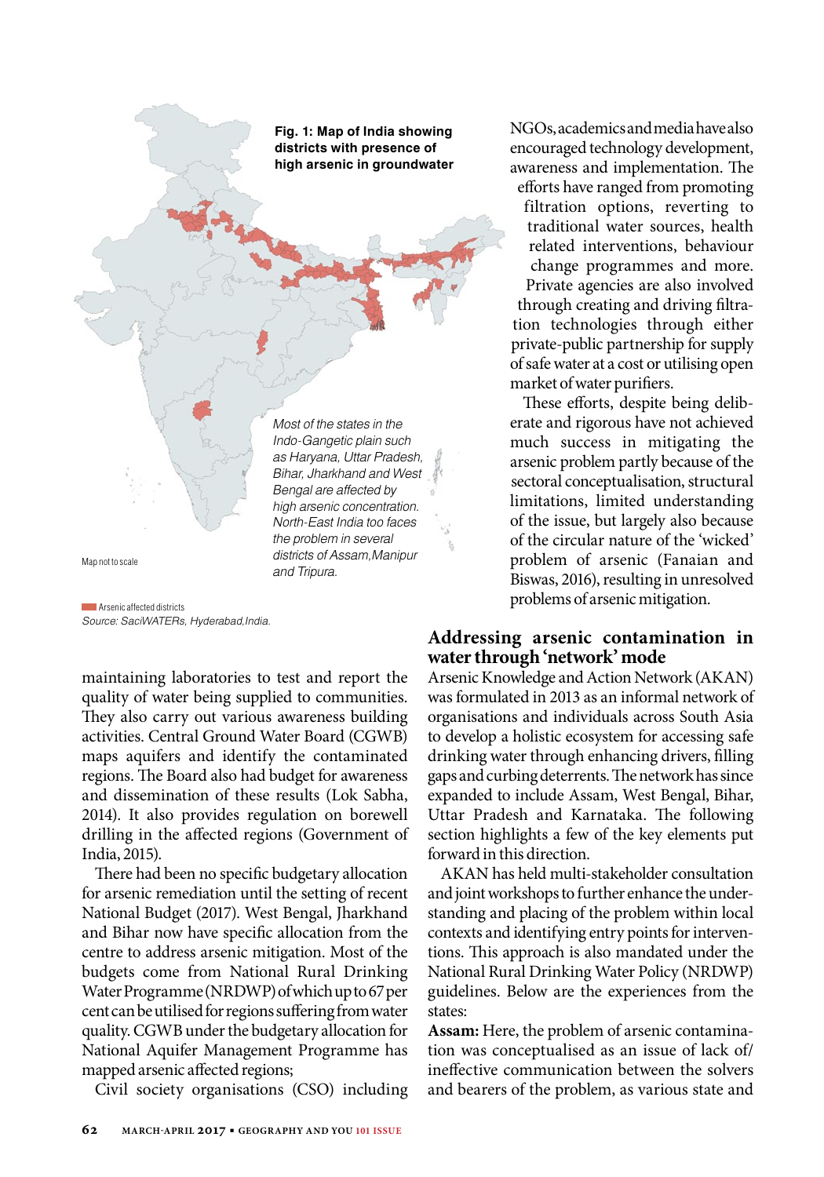**Fig. 1: Map of India showing districts with presence of high arsenic in groundwater**

*Most of the states in the Indo-Gangetic plain such as Haryana, Uttar Pradesh, Bihar, Jharkhand and West Bengal are affected by high arsenic concentration. North-East India too faces the problem in several districts of Assam, Manipur and Tripura.*

Map not to scale

Arsenic affected districts

*Source: SaciWATERs, Hyderabad, India.*

maintaining laboratories to test and report the quality of water being supplied to communities. They also carry out various awareness building activities. Central Ground Water Board (CGWB) maps aquifers and identify the contaminated regions. The Board also had budget for awareness and dissemination of these results (Lok Sabha, 2014). It also provides regulation on borewell drilling in the affected regions (Government of India, 2015).

There had been no specific budgetary allocation for arsenic remediation until the setting of recent National Budget (2017). West Bengal, Jharkhand and Bihar now have specific allocation from the centre to address arsenic mitigation. Most of the budgets come from National Rural Drinking Water Programme (NRDWP) of which up to 67 per cent can be utilised for regions suffering from water quality. CGWB under the budgetary allocation for National Aquifer Management Programme has mapped arsenic affected regions;

Civil society organisations (CSO) including NGOs, academics and media have also encouraged technology development, awareness and implementation. The efforts have ranged from promoting filtration options, reverting to traditional water sources, health related interventions, behaviour change programmes and more. Private agencies are also involved through creating and driving filtration technologies through either private-public partnership for supply of safe water at a cost or utilising open market of water purifiers.

These efforts, despite being deliberate and rigorous have not achieved much success in mitigating the arsenic problem partly because of the sectoral conceptualisation, structural limitations, limited understanding of the issue, but largely also because of the circular nature of the 'wicked' problem of arsenic (Fanaian and Biswas, 2016), resulting in unresolved problems of arsenic mitigation.

## Addressing arsenic contamination in water through 'network' mode

Arsenic Knowledge and Action Network (AKAN) was formulated in 2013 as an informal network of organisations and individuals across South Asia to develop a holistic ecosystem for accessing safe drinking water through enhancing drivers, filling gaps and curbing deterrents. The network has since expanded to include Assam, West Bengal, Bihar, Uttar Pradesh and Karnataka. The following section highlights a few of the key elements put forward in this direction.

AKAN has held multi-stakeholder consultation and joint workshops to further enhance the understanding and placing of the problem within local contexts and identifying entry points for interventions. This approach is also mandated under the National Rural Drinking Water Policy (NRDWP) guidelines. Below are the experiences from the states:

**Assam:** Here, the problem of arsenic contamination was conceptualised as an issue of lack of/ ineffective communication between the solvers and bearers of the problem, as various state and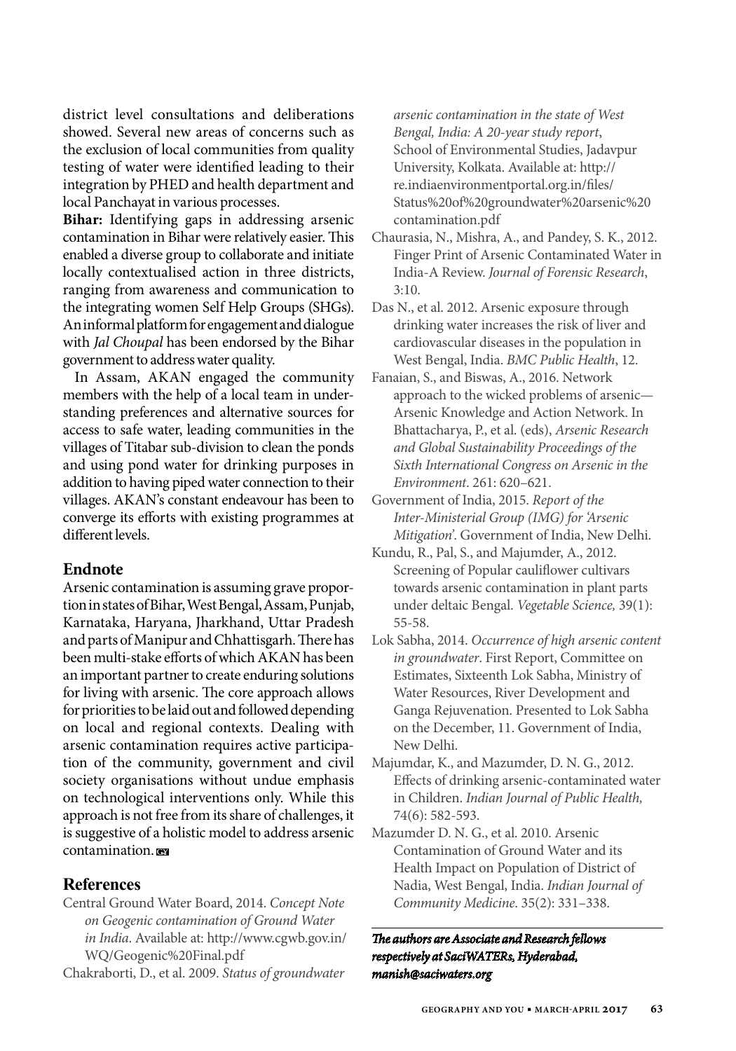district level consultations and deliberations showed. Several new areas of concerns such as the exclusion of local communities from quality testing of water were identified leading to their integration by PHED and health department and local Panchayat in various processes.

**Bihar:** Identifying gaps in addressing arsenic contamination in Bihar were relatively easier. This enabled a diverse group to collaborate and initiate locally contextualised action in three districts, ranging from awareness and communication to the integrating women Self Help Groups (SHGs). An informal platform for engagement and dialogue with *Jal Choupal* has been endorsed by the Bihar government to address water quality.

In Assam, AKAN engaged the community members with the help of a local team in understanding preferences and alternative sources for access to safe water, leading communities in the villages of Titabar sub-division to clean the ponds and using pond water for drinking purposes in addition to having piped water connection to their villages. AKAN's constant endeavour has been to converge its efforts with existing programmes at different levels.

## Endnote

Arsenic contamination is assuming grave proportion in states of Bihar, West Bengal, Assam, Punjab, Karnataka, Haryana, Jharkhand, Uttar Pradesh and parts of Manipur and Chhattisgarh. There has been multi-stake efforts of which AKAN has been an important partner to create enduring solutions for living with arsenic. The core approach allows for priorities to be laid out and followed depending on local and regional contexts. Dealing with arsenic contamination requires active participation of the community, government and civil society organisations without undue emphasis on technological interventions only. While this approach is not free from its share of challenges, it is suggestive of a holistic model to address arsenic contamination.

## References

Central Ground Water Board, 2014. *Concept Note on Geogenic contamination of Ground Water in India*. Available at: http://www.cgwb.gov.in/WQ/Geogenic%20Final.pdf

Chakraborti, D., et al. 2009. *Status of groundwater arsenic contamination in the state of West Bengal, India: A 20-year study report*, School of Environmental Studies, Jadavpur University, Kolkata. Available at: http://re.indiaenvironmentportal.org.in/files/Status%20of%20groundwater%20arsenic%20contamination.pdf

Chaurasia, N., Mishra, A., and Pandey, S. K., 2012. Finger Print of Arsenic Contaminated Water in India-A Review. *Journal of Forensic Research*, 3:10.

Das N., et al. 2012. Arsenic exposure through drinking water increases the risk of liver and cardiovascular diseases in the population in West Bengal, India. *BMC Public Health*, 12.

Fanaian, S., and Biswas, A., 2016. Network approach to the wicked problems of arsenic—Arsenic Knowledge and Action Network. In Bhattacharya, P., et al. (eds), *Arsenic Research and Global Sustainability Proceedings of the Sixth International Congress on Arsenic in the Environment*. 261: 620–621.

Government of India, 2015. *Report of the Inter-Ministerial Group (IMG) for 'Arsenic Mitigation'*. Government of India, New Delhi.

Kundu, R., Pal, S., and Majumder, A., 2012. Screening of Popular cauliflower cultivars towards arsenic contamination in plant parts under deltaic Bengal. *Vegetable Science,* 39(1): 55-58.

Lok Sabha, 2014. *Occurrence of high arsenic content in groundwater*. First Report, Committee on Estimates, Sixteenth Lok Sabha, Ministry of Water Resources, River Development and Ganga Rejuvenation. Presented to Lok Sabha on the December, 11. Government of India, New Delhi.

Majumdar, K., and Mazumder, D. N. G., 2012. Effects of drinking arsenic-contaminated water in Children. *Indian Journal of Public Health,* 74(6): 582-593.

Mazumder D. N. G., et al. 2010. Arsenic Contamination of Ground Water and its Health Impact on Population of District of Nadia, West Bengal, India. *Indian Journal of Community Medicine*. 35(2): 331–338.

*The authors are Associate and Research fellows respectively at SaciWATERs, Hyderabad, manish@saciwaters.org*